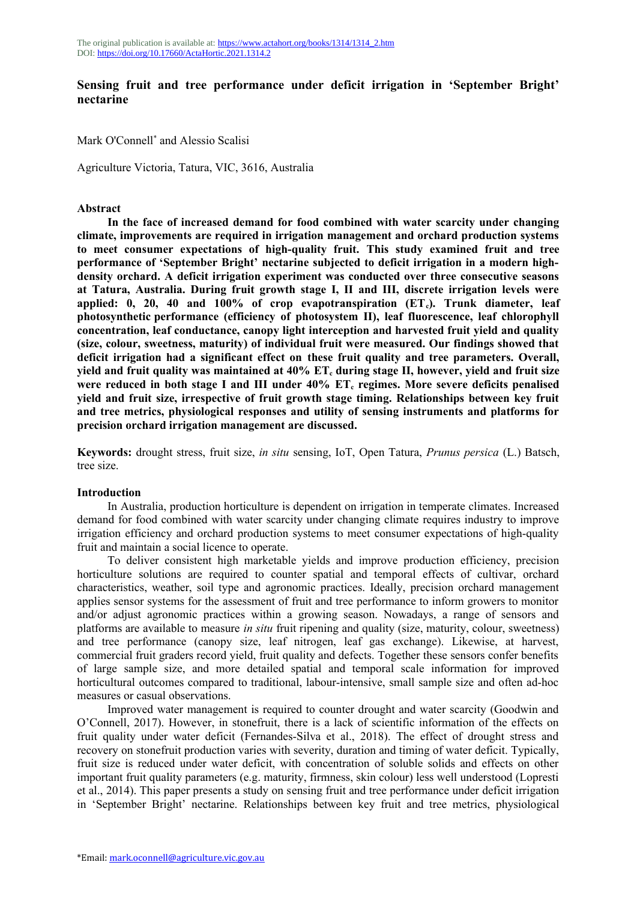The original publication is available at: https://www.actahort.org/books/1314/1314_2.htm
DOI: https://doi.org/10.17660/ActaHortic.2021.1314.2

# Sensing fruit and tree performance under deficit irrigation in 'September Bright' nectarine

Mark O'Connell* and Alessio Scalisi

Agriculture Victoria, Tatura, VIC, 3616, Australia

## Abstract

**In the face of increased demand for food combined with water scarcity under changing climate, improvements are required in irrigation management and orchard production systems to meet consumer expectations of high-quality fruit. This study examined fruit and tree performance of 'September Bright' nectarine subjected to deficit irrigation in a modern high-density orchard. A deficit irrigation experiment was conducted over three consecutive seasons at Tatura, Australia. During fruit growth stage I, II and III, discrete irrigation levels were applied: 0, 20, 40 and 100% of crop evapotranspiration ($ET_c$). Trunk diameter, leaf photosynthetic performance (efficiency of photosystem II), leaf fluorescence, leaf chlorophyll concentration, leaf conductance, canopy light interception and harvested fruit yield and quality (size, colour, sweetness, maturity) of individual fruit were measured. Our findings showed that deficit irrigation had a significant effect on these fruit quality and tree parameters. Overall, yield and fruit quality was maintained at 40% $ET_c$ during stage II, however, yield and fruit size were reduced in both stage I and III under 40% $ET_c$ regimes. More severe deficits penalised yield and fruit size, irrespective of fruit growth stage timing. Relationships between key fruit and tree metrics, physiological responses and utility of sensing instruments and platforms for precision orchard irrigation management are discussed.**

**Keywords:** drought stress, fruit size, *in situ* sensing, IoT, Open Tatura, *Prunus persica* (L.) Batsch, tree size.

## Introduction

In Australia, production horticulture is dependent on irrigation in temperate climates. Increased demand for food combined with water scarcity under changing climate requires industry to improve irrigation efficiency and orchard production systems to meet consumer expectations of high-quality fruit and maintain a social licence to operate.

To deliver consistent high marketable yields and improve production efficiency, precision horticulture solutions are required to counter spatial and temporal effects of cultivar, orchard characteristics, weather, soil type and agronomic practices. Ideally, precision orchard management applies sensor systems for the assessment of fruit and tree performance to inform growers to monitor and/or adjust agronomic practices within a growing season. Nowadays, a range of sensors and platforms are available to measure *in situ* fruit ripening and quality (size, maturity, colour, sweetness) and tree performance (canopy size, leaf nitrogen, leaf gas exchange). Likewise, at harvest, commercial fruit graders record yield, fruit quality and defects. Together these sensors confer benefits of large sample size, and more detailed spatial and temporal scale information for improved horticultural outcomes compared to traditional, labour-intensive, small sample size and often ad-hoc measures or casual observations.

Improved water management is required to counter drought and water scarcity (Goodwin and O'Connell, 2017). However, in stonefruit, there is a lack of scientific information of the effects on fruit quality under water deficit (Fernandes-Silva et al., 2018). The effect of drought stress and recovery on stonefruit production varies with severity, duration and timing of water deficit. Typically, fruit size is reduced under water deficit, with concentration of soluble solids and effects on other important fruit quality parameters (e.g. maturity, firmness, skin colour) less well understood (Lopresti et al., 2014). This paper presents a study on sensing fruit and tree performance under deficit irrigation in 'September Bright' nectarine. Relationships between key fruit and tree metrics, physiological

*Email: mark.oconnell@agriculture.vic.gov.au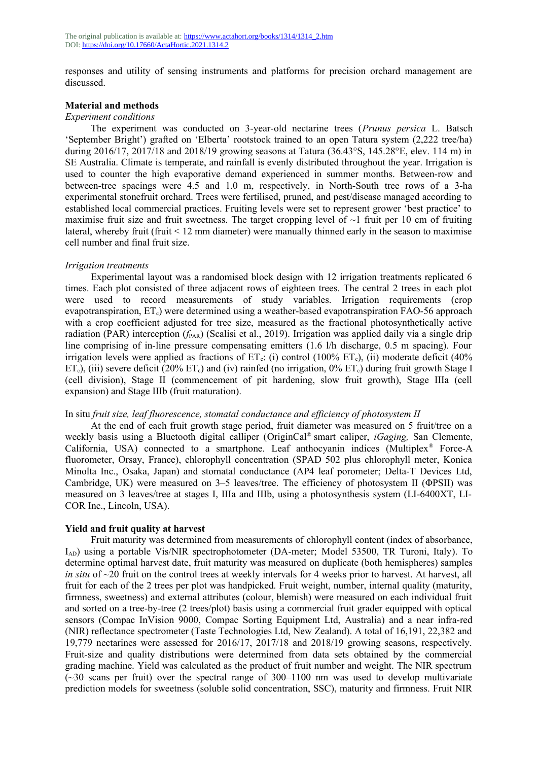responses and utility of sensing instruments and platforms for precision orchard management are discussed.

## Material and methods

### *Experiment conditions*

The experiment was conducted on 3-year-old nectarine trees (*Prunus persica* L. Batsch 'September Bright') grafted on 'Elberta' rootstock trained to an open Tatura system (2,222 tree/ha) during 2016/17, 2017/18 and 2018/19 growing seasons at Tatura (36.43°S, 145.28°E, elev. 114 m) in SE Australia. Climate is temperate, and rainfall is evenly distributed throughout the year. Irrigation is used to counter the high evaporative demand experienced in summer months. Between-row and between-tree spacings were 4.5 and 1.0 m, respectively, in North-South tree rows of a 3-ha experimental stonefruit orchard. Trees were fertilised, pruned, and pest/disease managed according to established local commercial practices. Fruiting levels were set to represent grower 'best practice' to maximise fruit size and fruit sweetness. The target cropping level of ~1 fruit per 10 cm of fruiting lateral, whereby fruit (fruit < 12 mm diameter) were manually thinned early in the season to maximise cell number and final fruit size.

### *Irrigation treatments*

Experimental layout was a randomised block design with 12 irrigation treatments replicated 6 times. Each plot consisted of three adjacent rows of eighteen trees. The central 2 trees in each plot were used to record measurements of study variables. Irrigation requirements (crop evapotranspiration, $ET_c$) were determined using a weather-based evapotranspiration FAO-56 approach with a crop coefficient adjusted for tree size, measured as the fractional photosynthetically active radiation (PAR) interception ($f_{PAR}$) (Scalisi et al., 2019). Irrigation was applied daily via a single drip line comprising of in-line pressure compensating emitters (1.6 l/h discharge, 0.5 m spacing). Four irrigation levels were applied as fractions of $ET_c$: (i) control (100% $ET_c$), (ii) moderate deficit (40% $ET_c$), (iii) severe deficit (20% $ET_c$) and (iv) rainfed (no irrigation, 0% $ET_c$) during fruit growth Stage I (cell division), Stage II (commencement of pit hardening, slow fruit growth), Stage IIIa (cell expansion) and Stage IIIb (fruit maturation).

### In situ *fruit size, leaf fluorescence, stomatal conductance and efficiency of photosystem II*

At the end of each fruit growth stage period, fruit diameter was measured on 5 fruit/tree on a weekly basis using a Bluetooth digital calliper (OriginCal® smart caliper, *iGaging,* San Clemente, California, USA) connected to a smartphone. Leaf anthocyanin indices (Multiplex® Force-A fluorometer, Orsay, France), chlorophyll concentration (SPAD 502 plus chlorophyll meter, Konica Minolta Inc., Osaka, Japan) and stomatal conductance (AP4 leaf porometer; Delta-T Devices Ltd, Cambridge, UK) were measured on 3–5 leaves/tree. The efficiency of photosystem II (ΦPSII) was measured on 3 leaves/tree at stages I, IIIa and IIIb, using a photosynthesis system (LI-6400XT, LI-COR Inc., Lincoln, USA).

## Yield and fruit quality at harvest

Fruit maturity was determined from measurements of chlorophyll content (index of absorbance, $I_{AD}$) using a portable Vis/NIR spectrophotometer (DA-meter; Model 53500, TR Turoni, Italy). To determine optimal harvest date, fruit maturity was measured on duplicate (both hemispheres) samples *in situ* of ~20 fruit on the control trees at weekly intervals for 4 weeks prior to harvest. At harvest, all fruit for each of the 2 trees per plot was handpicked. Fruit weight, number, internal quality (maturity, firmness, sweetness) and external attributes (colour, blemish) were measured on each individual fruit and sorted on a tree-by-tree (2 trees/plot) basis using a commercial fruit grader equipped with optical sensors (Compac InVision 9000, Compac Sorting Equipment Ltd, Australia) and a near infra-red (NIR) reflectance spectrometer (Taste Technologies Ltd, New Zealand). A total of 16,191, 22,382 and 19,779 nectarines were assessed for 2016/17, 2017/18 and 2018/19 growing seasons, respectively. Fruit-size and quality distributions were determined from data sets obtained by the commercial grading machine. Yield was calculated as the product of fruit number and weight. The NIR spectrum (~30 scans per fruit) over the spectral range of 300–1100 nm was used to develop multivariate prediction models for sweetness (soluble solid concentration, SSC), maturity and firmness. Fruit NIR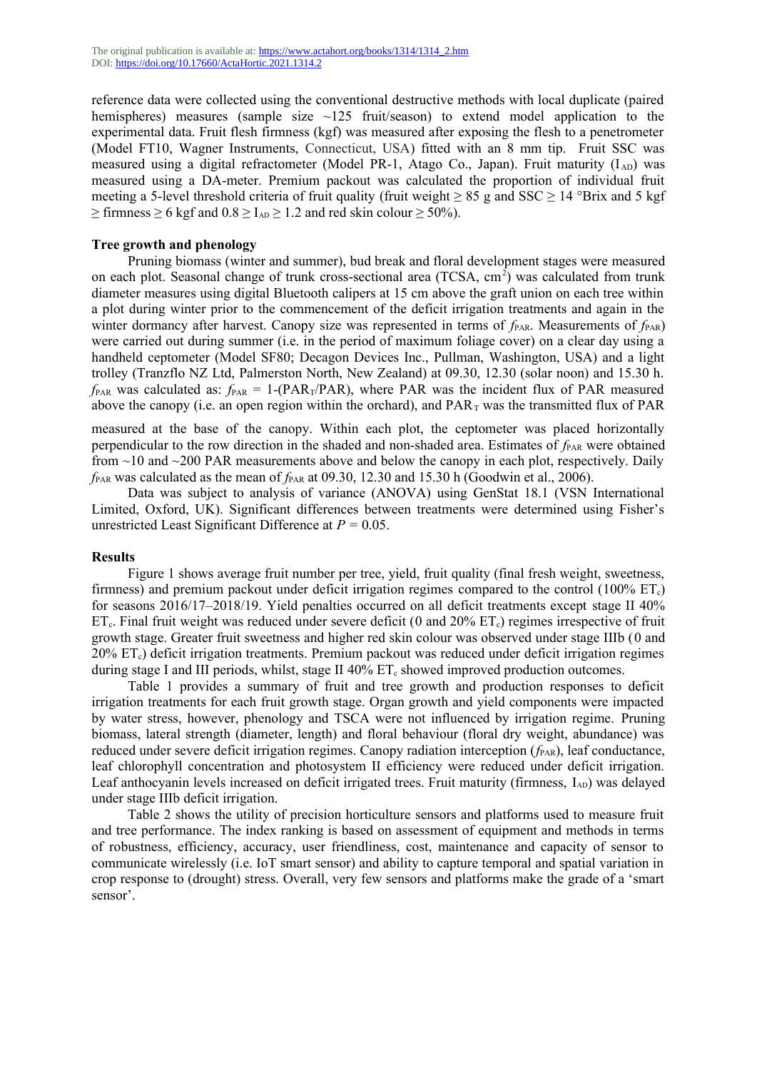reference data were collected using the conventional destructive methods with local duplicate (paired hemispheres) measures (sample size ~125 fruit/season) to extend model application to the experimental data. Fruit flesh firmness (kgf) was measured after exposing the flesh to a penetrometer (Model FT10, Wagner Instruments, Connecticut, USA) fitted with an 8 mm tip. Fruit SSC was measured using a digital refractometer (Model PR-1, Atago Co., Japan). Fruit maturity ($I_{AD}$) was measured using a DA-meter. Premium packout was calculated the proportion of individual fruit meeting a 5-level threshold criteria of fruit quality (fruit weight ≥ 85 g and SSC ≥ 14 °Brix and 5 kgf ≥ firmness ≥ 6 kgf and 0.8 ≥ $I_{AD}$ ≥ 1.2 and red skin colour ≥ 50%).

### Tree growth and phenology

Pruning biomass (winter and summer), bud break and floral development stages were measured on each plot. Seasonal change of trunk cross-sectional area (TCSA, $cm^2$) was calculated from trunk diameter measures using digital Bluetooth calipers at 15 cm above the graft union on each tree within a plot during winter prior to the commencement of the deficit irrigation treatments and again in the winter dormancy after harvest. Canopy size was represented in terms of $f_{PAR}$. Measurements of $f_{PAR}$) were carried out during summer (i.e. in the period of maximum foliage cover) on a clear day using a handheld ceptometer (Model SF80; Decagon Devices Inc., Pullman, Washington, USA) and a light trolley (Tranzflo NZ Ltd, Palmerston North, New Zealand) at 09.30, 12.30 (solar noon) and 15.30 h. $f_{PAR}$ was calculated as: $f_{PAR}$ = 1-($PAR_T$/PAR), where PAR was the incident flux of PAR measured above the canopy (i.e. an open region within the orchard), and $PAR_T$ was the transmitted flux of PAR measured at the base of the canopy. Within each plot, the ceptometer was placed horizontally perpendicular to the row direction in the shaded and non-shaded area. Estimates of $f_{PAR}$ were obtained from ~10 and ~200 PAR measurements above and below the canopy in each plot, respectively. Daily $f_{PAR}$ was calculated as the mean of $f_{PAR}$ at 09.30, 12.30 and 15.30 h (Goodwin et al., 2006).

Data was subject to analysis of variance (ANOVA) using GenStat 18.1 (VSN International Limited, Oxford, UK). Significant differences between treatments were determined using Fisher's unrestricted Least Significant Difference at $P$ = 0.05.

## Results

Figure 1 shows average fruit number per tree, yield, fruit quality (final fresh weight, sweetness, firmness) and premium packout under deficit irrigation regimes compared to the control (100% $ET_c$) for seasons 2016/17–2018/19. Yield penalties occurred on all deficit treatments except stage II 40% $ET_c$. Final fruit weight was reduced under severe deficit (0 and 20% $ET_c$) regimes irrespective of fruit growth stage. Greater fruit sweetness and higher red skin colour was observed under stage IIIb (0 and 20% $ET_c$) deficit irrigation treatments. Premium packout was reduced under deficit irrigation regimes during stage I and III periods, whilst, stage II 40% $ET_c$ showed improved production outcomes.

Table 1 provides a summary of fruit and tree growth and production responses to deficit irrigation treatments for each fruit growth stage. Organ growth and yield components were impacted by water stress, however, phenology and TSCA were not influenced by irrigation regime. Pruning biomass, lateral strength (diameter, length) and floral behaviour (floral dry weight, abundance) was reduced under severe deficit irrigation regimes. Canopy radiation interception ($f_{PAR}$), leaf conductance, leaf chlorophyll concentration and photosystem II efficiency were reduced under deficit irrigation. Leaf anthocyanin levels increased on deficit irrigated trees. Fruit maturity (firmness, $I_{AD}$) was delayed under stage IIIb deficit irrigation.

Table 2 shows the utility of precision horticulture sensors and platforms used to measure fruit and tree performance. The index ranking is based on assessment of equipment and methods in terms of robustness, efficiency, accuracy, user friendliness, cost, maintenance and capacity of sensor to communicate wirelessly (i.e. IoT smart sensor) and ability to capture temporal and spatial variation in crop response to (drought) stress. Overall, very few sensors and platforms make the grade of a 'smart sensor'.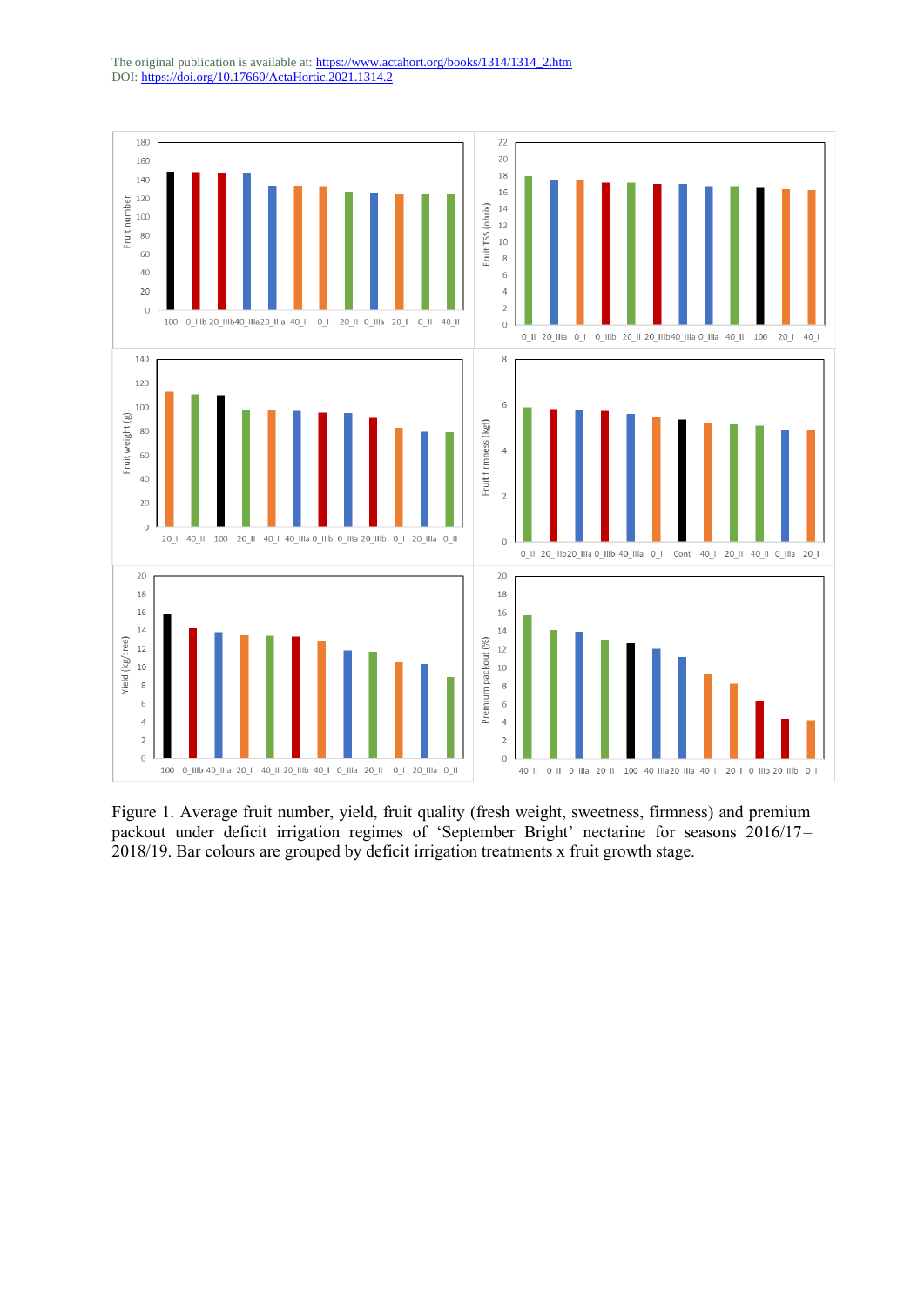The original publication is available at: https://www.actahort.org/books/1314/1314_2.htm
DOI: https://doi.org/10.17660/ActaHortic.2021.1314.2

Figure 1. Average fruit number, yield, fruit quality (fresh weight, sweetness, firmness) and premium packout under deficit irrigation regimes of 'September Bright' nectarine for seasons 2016/17–2018/19. Bar colours are grouped by deficit irrigation treatments x fruit growth stage.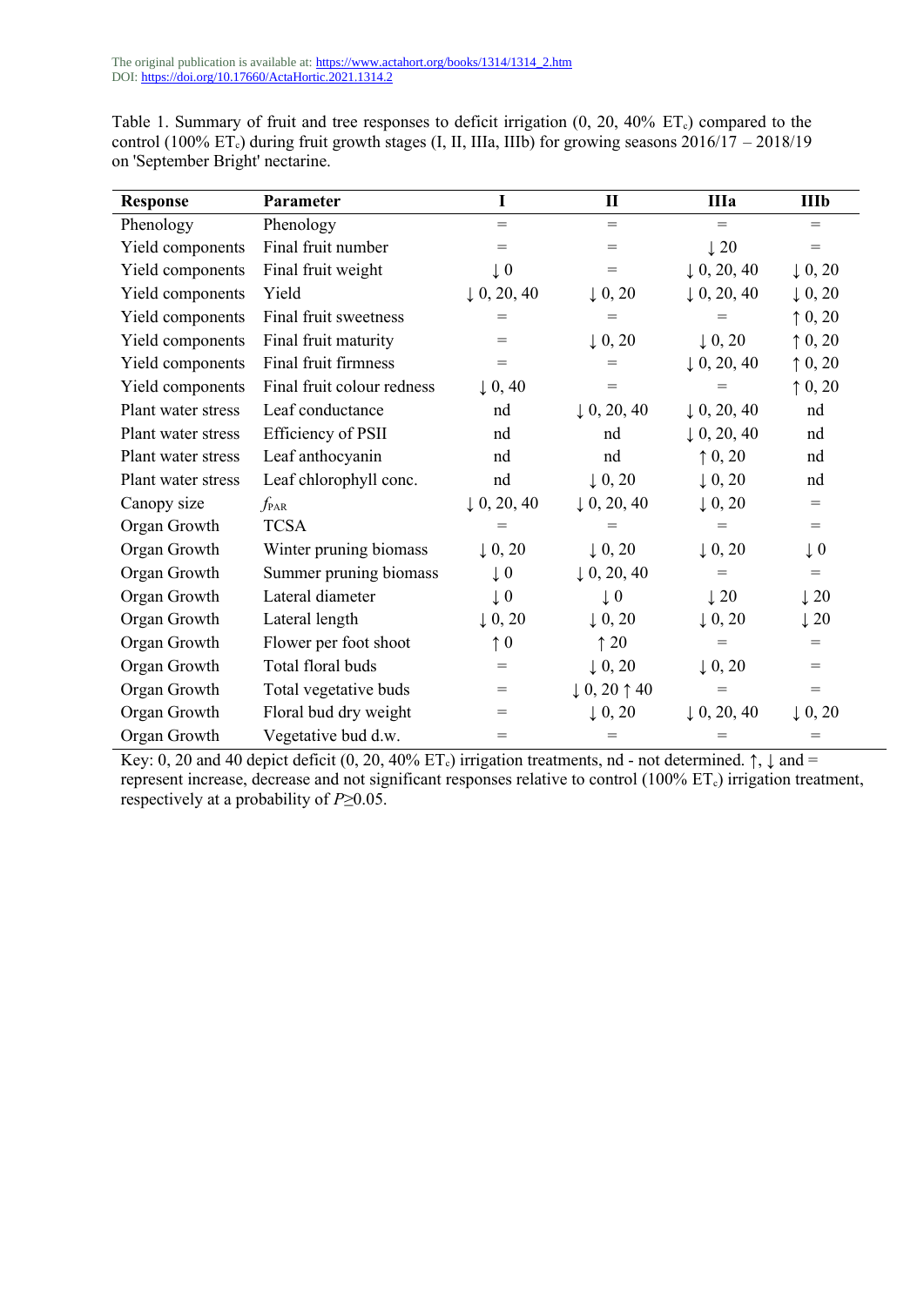The original publication is available at: https://www.actahort.org/books/1314/1314_2.htm
DOI: https://doi.org/10.17660/ActaHortic.2021.1314.2

Table 1. Summary of fruit and tree responses to deficit irrigation (0, 20, 40% $ET_c$) compared to the control (100% $ET_c$) during fruit growth stages (I, II, IIIa, IIIb) for growing seasons 2016/17 – 2018/19 on 'September Bright' nectarine.

| Response | Parameter | I | II | IIIa | IIIb |
|---|---|---|---|---|---|
| Phenology | Phenology | = | = | = | = |
| Yield components | Final fruit number | = | = | ↓ 20 | = |
| Yield components | Final fruit weight | ↓ 0 | = | ↓ 0, 20, 40 | ↓ 0, 20 |
| Yield components | Yield | ↓ 0, 20, 40 | ↓ 0, 20 | ↓ 0, 20, 40 | ↓ 0, 20 |
| Yield components | Final fruit sweetness | = | = | = | ↑ 0, 20 |
| Yield components | Final fruit maturity | = | ↓ 0, 20 | ↓ 0, 20 | ↑ 0, 20 |
| Yield components | Final fruit firmness | = | = | ↓ 0, 20, 40 | ↑ 0, 20 |
| Yield components | Final fruit colour redness | ↓ 0, 40 | = | = | ↑ 0, 20 |
| Plant water stress | Leaf conductance | nd | ↓ 0, 20, 40 | ↓ 0, 20, 40 | nd |
| Plant water stress | Efficiency of PSII | nd | nd | ↓ 0, 20, 40 | nd |
| Plant water stress | Leaf anthocyanin | nd | nd | ↑ 0, 20 | nd |
| Plant water stress | Leaf chlorophyll conc. | nd | ↓ 0, 20 | ↓ 0, 20 | nd |
| Canopy size | $f_{PAR}$ | ↓ 0, 20, 40 | ↓ 0, 20, 40 | ↓ 0, 20 | = |
| Organ Growth | TCSA | = | = | = | = |
| Organ Growth | Winter pruning biomass | ↓ 0, 20 | ↓ 0, 20 | ↓ 0, 20 | ↓ 0 |
| Organ Growth | Summer pruning biomass | ↓ 0 | ↓ 0, 20, 40 | = | = |
| Organ Growth | Lateral diameter | ↓ 0 | ↓ 0 | ↓ 20 | ↓ 20 |
| Organ Growth | Lateral length | ↓ 0, 20 | ↓ 0, 20 | ↓ 0, 20 | ↓ 20 |
| Organ Growth | Flower per foot shoot | ↑ 0 | ↑ 20 | = | = |
| Organ Growth | Total floral buds | = | ↓ 0, 20 | ↓ 0, 20 | = |
| Organ Growth | Total vegetative buds | = | ↓ 0, 20 ↑ 40 | = | = |
| Organ Growth | Floral bud dry weight | = | ↓ 0, 20 | ↓ 0, 20, 40 | ↓ 0, 20 |
| Organ Growth | Vegetative bud d.w. | = | = | = | = |

Key: 0, 20 and 40 depict deficit (0, 20, 40% $ET_c$) irrigation treatments, nd - not determined. ↑, ↓ and = represent increase, decrease and not significant responses relative to control (100% $ET_c$) irrigation treatment, respectively at a probability of $P \geq 0.05$.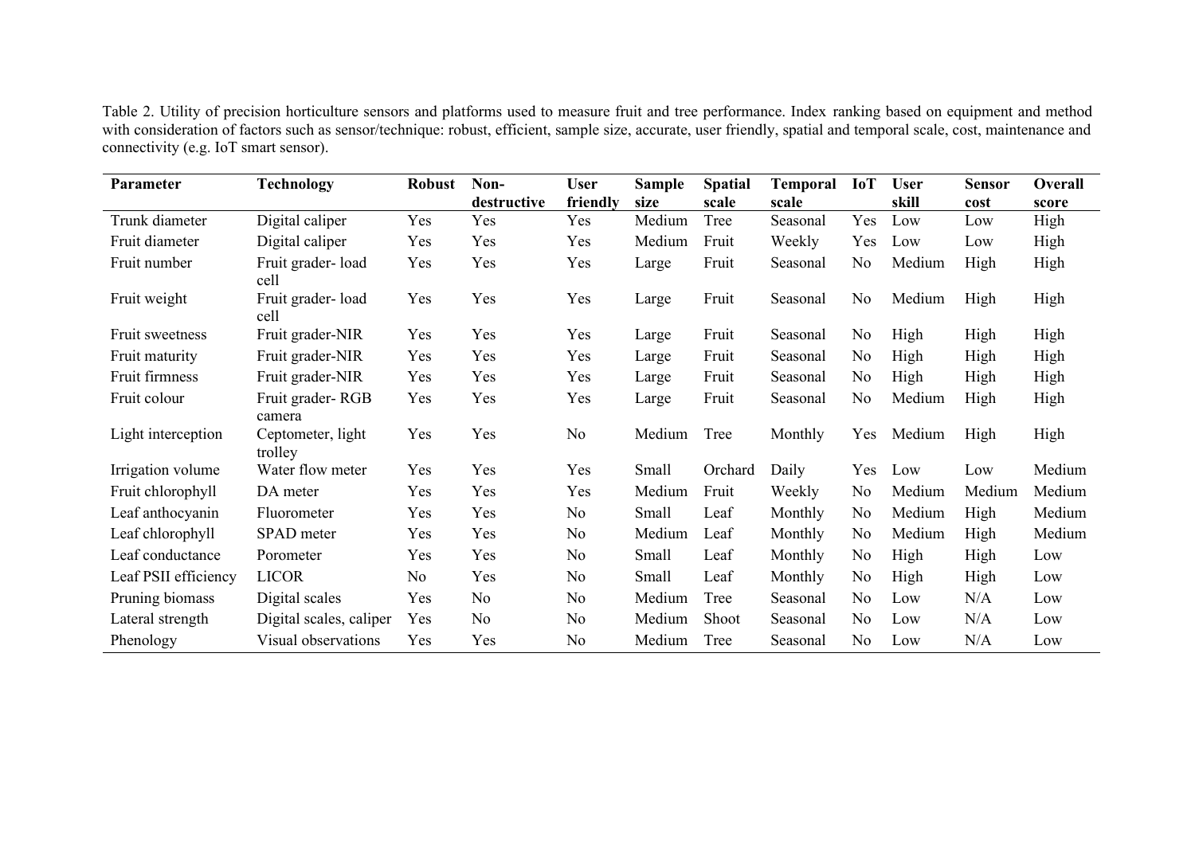Table 2. Utility of precision horticulture sensors and platforms used to measure fruit and tree performance. Index ranking based on equipment and method with consideration of factors such as sensor/technique: robust, efficient, sample size, accurate, user friendly, spatial and temporal scale, cost, maintenance and connectivity (e.g. IoT smart sensor).

| Parameter | Technology | Robust | Non-destructive | User friendly | Sample size | Spatial scale | Temporal scale | IoT | User skill | Sensor cost | Overall score |
|---|---|---|---|---|---|---|---|---|---|---|---|
| Trunk diameter | Digital caliper | Yes | Yes | Yes | Medium | Tree | Seasonal | Yes | Low | Low | High |
| Fruit diameter | Digital caliper | Yes | Yes | Yes | Medium | Fruit | Weekly | Yes | Low | Low | High |
| Fruit number | Fruit grader- load cell | Yes | Yes | Yes | Large | Fruit | Seasonal | No | Medium | High | High |
| Fruit weight | Fruit grader- load cell | Yes | Yes | Yes | Large | Fruit | Seasonal | No | Medium | High | High |
| Fruit sweetness | Fruit grader-NIR | Yes | Yes | Yes | Large | Fruit | Seasonal | No | High | High | High |
| Fruit maturity | Fruit grader-NIR | Yes | Yes | Yes | Large | Fruit | Seasonal | No | High | High | High |
| Fruit firmness | Fruit grader-NIR | Yes | Yes | Yes | Large | Fruit | Seasonal | No | High | High | High |
| Fruit colour | Fruit grader- RGB camera | Yes | Yes | Yes | Large | Fruit | Seasonal | No | Medium | High | High |
| Light interception | Ceptometer, light trolley | Yes | Yes | No | Medium | Tree | Monthly | Yes | Medium | High | High |
| Irrigation volume | Water flow meter | Yes | Yes | Yes | Small | Orchard | Daily | Yes | Low | Low | Medium |
| Fruit chlorophyll | DA meter | Yes | Yes | Yes | Medium | Fruit | Weekly | No | Medium | Medium | Medium |
| Leaf anthocyanin | Fluorometer | Yes | Yes | No | Small | Leaf | Monthly | No | Medium | High | Medium |
| Leaf chlorophyll | SPAD meter | Yes | Yes | No | Medium | Leaf | Monthly | No | Medium | High | Medium |
| Leaf conductance | Porometer | Yes | Yes | No | Small | Leaf | Monthly | No | High | High | Low |
| Leaf PSII efficiency | LICOR | No | Yes | No | Small | Leaf | Monthly | No | High | High | Low |
| Pruning biomass | Digital scales | Yes | No | No | Medium | Tree | Seasonal | No | Low | N/A | Low |
| Lateral strength | Digital scales, caliper | Yes | No | No | Medium | Shoot | Seasonal | No | Low | N/A | Low |
| Phenology | Visual observations | Yes | Yes | No | Medium | Tree | Seasonal | No | Low | N/A | Low |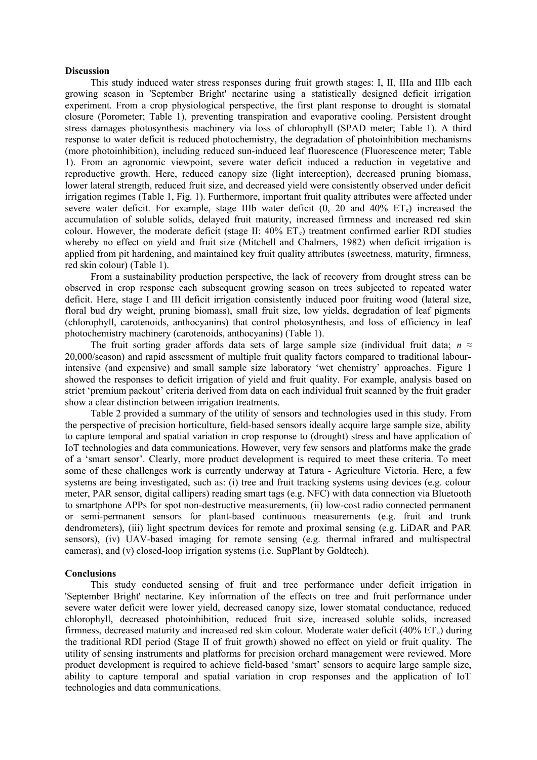**Discussion**

This study induced water stress responses during fruit growth stages: I, II, IIIa and IIIb each growing season in 'September Bright' nectarine using a statistically designed deficit irrigation experiment. From a crop physiological perspective, the first plant response to drought is stomatal closure (Porometer; Table 1), preventing transpiration and evaporative cooling. Persistent drought stress damages photosynthesis machinery via loss of chlorophyll (SPAD meter; Table 1). A third response to water deficit is reduced photochemistry, the degradation of photoinhibition mechanisms (more photoinhibition), including reduced sun-induced leaf fluorescence (Fluorescence meter; Table 1). From an agronomic viewpoint, severe water deficit induced a reduction in vegetative and reproductive growth. Here, reduced canopy size (light interception), decreased pruning biomass, lower lateral strength, reduced fruit size, and decreased yield were consistently observed under deficit irrigation regimes (Table 1, Fig. 1). Furthermore, important fruit quality attributes were affected under severe water deficit. For example, stage IIIb water deficit (0, 20 and 40% $ET_c$) increased the accumulation of soluble solids, delayed fruit maturity, increased firmness and increased red skin colour. However, the moderate deficit (stage II: 40% $ET_c$) treatment confirmed earlier RDI studies whereby no effect on yield and fruit size (Mitchell and Chalmers, 1982) when deficit irrigation is applied from pit hardening, and maintained key fruit quality attributes (sweetness, maturity, firmness, red skin colour) (Table 1).

From a sustainability production perspective, the lack of recovery from drought stress can be observed in crop response each subsequent growing season on trees subjected to repeated water deficit. Here, stage I and III deficit irrigation consistently induced poor fruiting wood (lateral size, floral bud dry weight, pruning biomass), small fruit size, low yields, degradation of leaf pigments (chlorophyll, carotenoids, anthocyanins) that control photosynthesis, and loss of efficiency in leaf photochemistry machinery (carotenoids, anthocyanins) (Table 1).

The fruit sorting grader affords data sets of large sample size (individual fruit data; $n \approx$ 20,000/season) and rapid assessment of multiple fruit quality factors compared to traditional labour-intensive (and expensive) and small sample size laboratory 'wet chemistry' approaches. Figure 1 showed the responses to deficit irrigation of yield and fruit quality. For example, analysis based on strict 'premium packout' criteria derived from data on each individual fruit scanned by the fruit grader show a clear distinction between irrigation treatments.

Table 2 provided a summary of the utility of sensors and technologies used in this study. From the perspective of precision horticulture, field-based sensors ideally acquire large sample size, ability to capture temporal and spatial variation in crop response to (drought) stress and have application of IoT technologies and data communications. However, very few sensors and platforms make the grade of a 'smart sensor'. Clearly, more product development is required to meet these criteria. To meet some of these challenges work is currently underway at Tatura - Agriculture Victoria. Here, a few systems are being investigated, such as: (i) tree and fruit tracking systems using devices (e.g. colour meter, PAR sensor, digital callipers) reading smart tags (e.g. NFC) with data connection via Bluetooth to smartphone APPs for spot non-destructive measurements, (ii) low-cost radio connected permanent or semi-permanent sensors for plant-based continuous measurements (e.g. fruit and trunk dendrometers), (iii) light spectrum devices for remote and proximal sensing (e.g. LiDAR and PAR sensors), (iv) UAV-based imaging for remote sensing (e.g. thermal infrared and multispectral cameras), and (v) closed-loop irrigation systems (i.e. SupPlant by Goldtech).

**Conclusions**

This study conducted sensing of fruit and tree performance under deficit irrigation in 'September Bright' nectarine. Key information of the effects on tree and fruit performance under severe water deficit were lower yield, decreased canopy size, lower stomatal conductance, reduced chlorophyll, decreased photoinhibition, reduced fruit size, increased soluble solids, increased firmness, decreased maturity and increased red skin colour. Moderate water deficit (40% $ET_c$) during the traditional RDI period (Stage II of fruit growth) showed no effect on yield or fruit quality. The utility of sensing instruments and platforms for precision orchard management were reviewed. More product development is required to achieve field-based 'smart' sensors to acquire large sample size, ability to capture temporal and spatial variation in crop responses and the application of IoT technologies and data communications.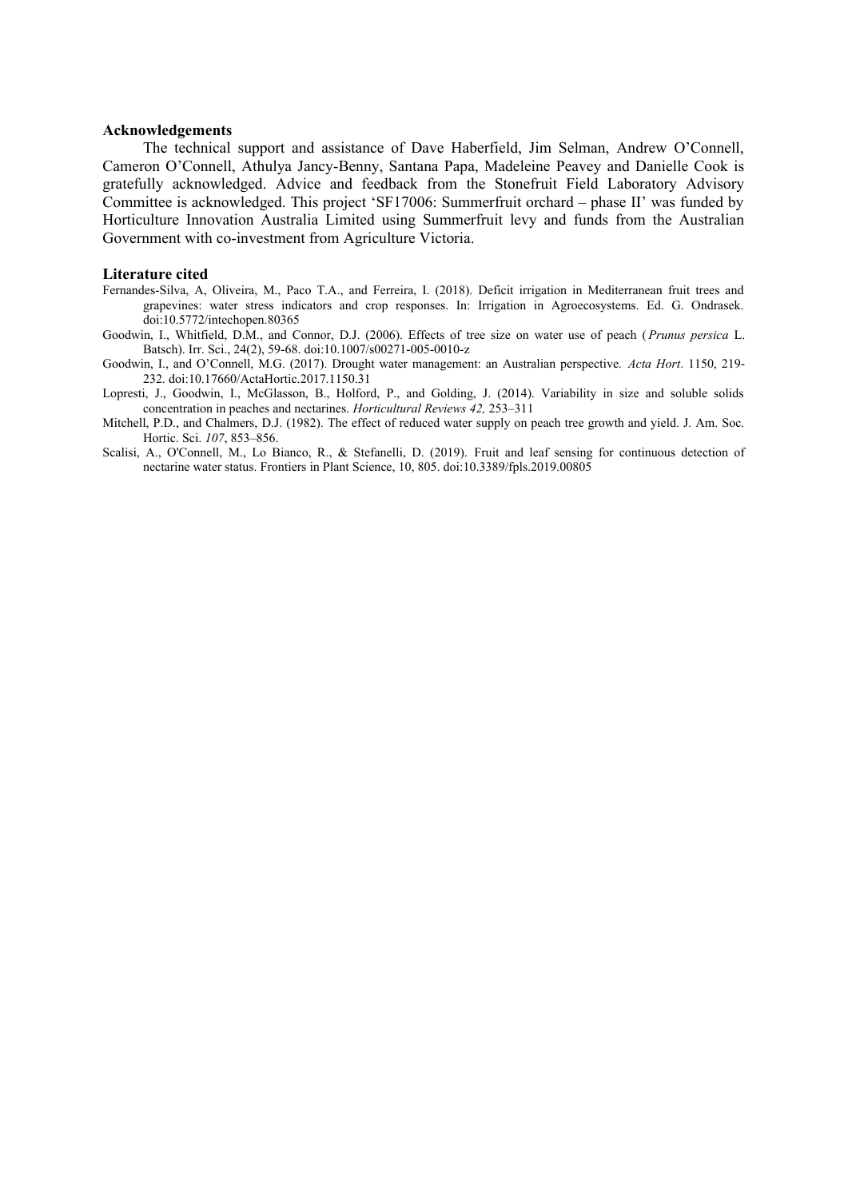### Acknowledgements

The technical support and assistance of Dave Haberfield, Jim Selman, Andrew O'Connell, Cameron O'Connell, Athulya Jancy-Benny, Santana Papa, Madeleine Peavey and Danielle Cook is gratefully acknowledged. Advice and feedback from the Stonefruit Field Laboratory Advisory Committee is acknowledged. This project 'SF17006: Summerfruit orchard – phase II' was funded by Horticulture Innovation Australia Limited using Summerfruit levy and funds from the Australian Government with co-investment from Agriculture Victoria.

### Literature cited

Fernandes-Silva, A, Oliveira, M., Paco T.A., and Ferreira, I. (2018). Deficit irrigation in Mediterranean fruit trees and grapevines: water stress indicators and crop responses. In: Irrigation in Agroecosystems. Ed. G. Ondrasek. doi:10.5772/intechopen.80365

Goodwin, I., Whitfield, D.M., and Connor, D.J. (2006). Effects of tree size on water use of peach (*Prunus persica* L. Batsch). Irr. Sci., 24(2), 59-68. doi:10.1007/s00271-005-0010-z

Goodwin, I., and O'Connell, M.G. (2017). Drought water management: an Australian perspective. *Acta Hort*. 1150, 219-232. doi:10.17660/ActaHortic.2017.1150.31

Lopresti, J., Goodwin, I., McGlasson, B., Holford, P., and Golding, J. (2014). Variability in size and soluble solids concentration in peaches and nectarines. *Horticultural Reviews 42,* 253–311

Mitchell, P.D., and Chalmers, D.J. (1982). The effect of reduced water supply on peach tree growth and yield. J. Am. Soc. Hortic. Sci. *107*, 853–856.

Scalisi, A., O'Connell, M., Lo Bianco, R., & Stefanelli, D. (2019). Fruit and leaf sensing for continuous detection of nectarine water status. Frontiers in Plant Science, 10, 805. doi:10.3389/fpls.2019.00805